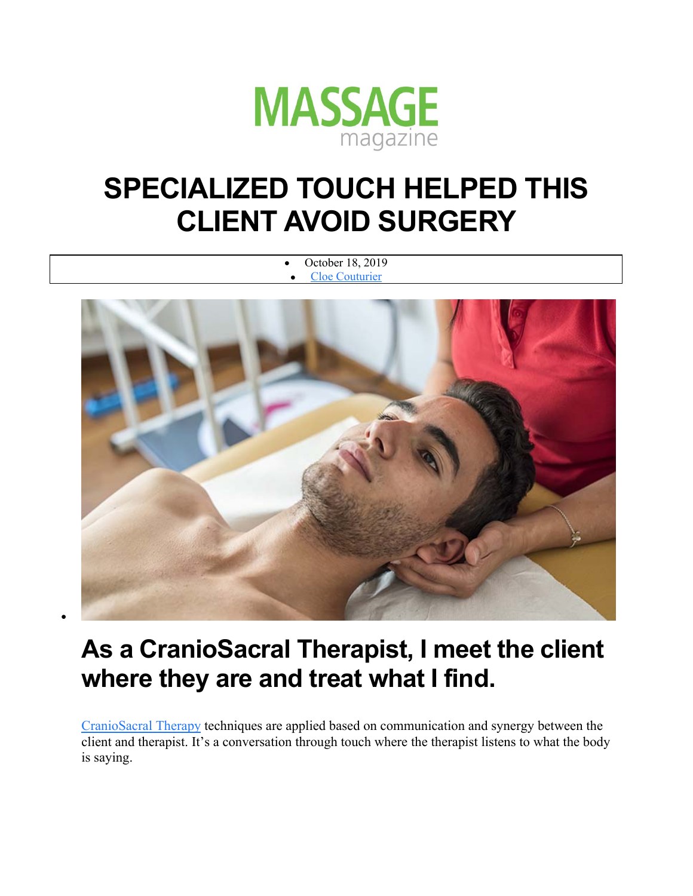MASSAGE magazine

# SPECIALIZED TOUCH HELPED THIS CLIENT AVOID SURGERY

- October 18, 2019
- Cloe Couturier

## As a CranioSacral Therapist, I meet the client where they are and treat what I find.

CranioSacral Therapy techniques are applied based on communication and synergy between the client and therapist. It's a conversation through touch where the therapist listens to what the body is saying.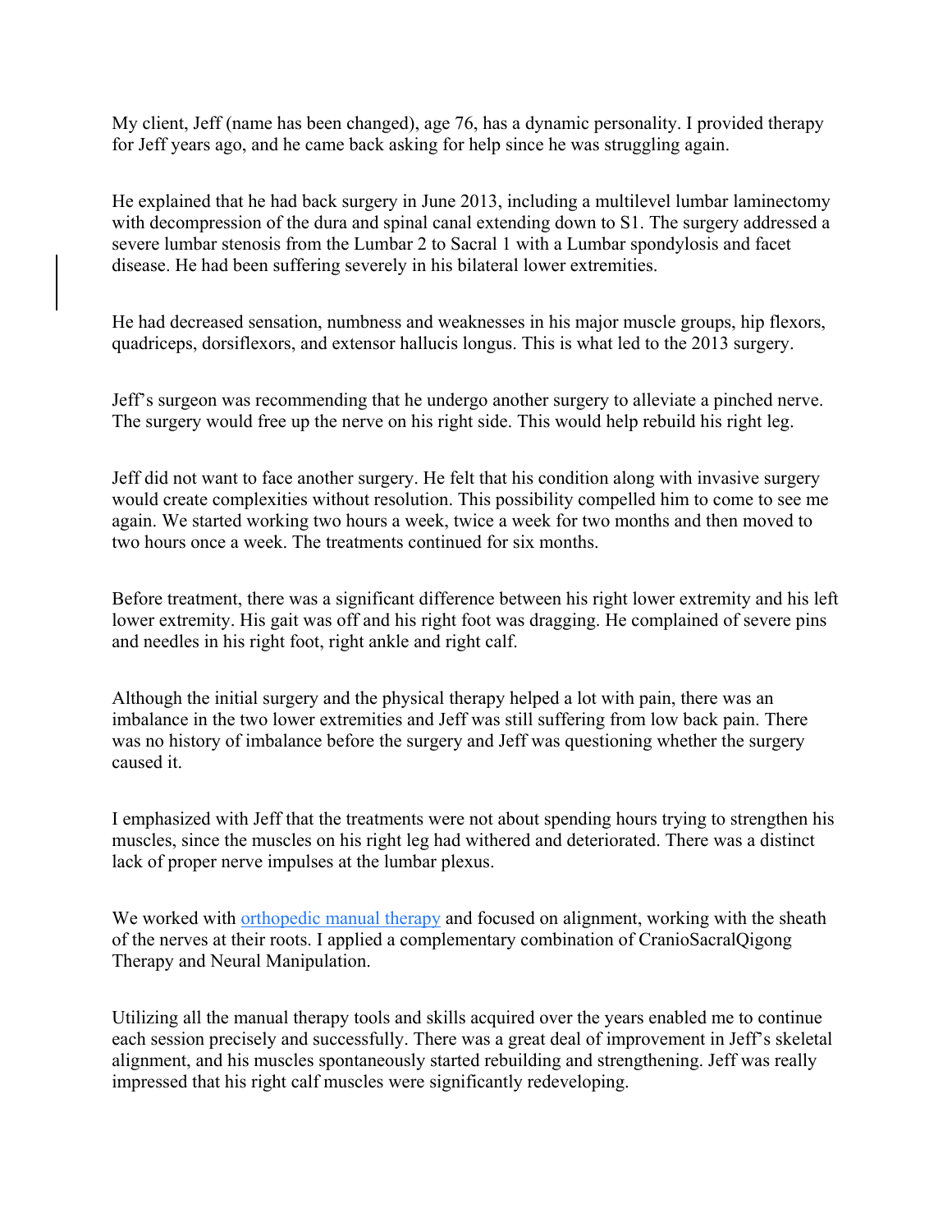My client, Jeff (name has been changed), age 76, has a dynamic personality. I provided therapy for Jeff years ago, and he came back asking for help since he was struggling again.

He explained that he had back surgery in June 2013, including a multilevel lumbar laminectomy with decompression of the dura and spinal canal extending down to S1. The surgery addressed a severe lumbar stenosis from the Lumbar 2 to Sacral 1 with a Lumbar spondylosis and facet disease. He had been suffering severely in his bilateral lower extremities.

He had decreased sensation, numbness and weaknesses in his major muscle groups, hip flexors, quadriceps, dorsiflexors, and extensor hallucis longus. This is what led to the 2013 surgery.

Jeff's surgeon was recommending that he undergo another surgery to alleviate a pinched nerve. The surgery would free up the nerve on his right side. This would help rebuild his right leg.

Jeff did not want to face another surgery. He felt that his condition along with invasive surgery would create complexities without resolution. This possibility compelled him to come to see me again. We started working two hours a week, twice a week for two months and then moved to two hours once a week. The treatments continued for six months.

Before treatment, there was a significant difference between his right lower extremity and his left lower extremity. His gait was off and his right foot was dragging. He complained of severe pins and needles in his right foot, right ankle and right calf.

Although the initial surgery and the physical therapy helped a lot with pain, there was an imbalance in the two lower extremities and Jeff was still suffering from low back pain. There was no history of imbalance before the surgery and Jeff was questioning whether the surgery caused it.

I emphasized with Jeff that the treatments were not about spending hours trying to strengthen his muscles, since the muscles on his right leg had withered and deteriorated. There was a distinct lack of proper nerve impulses at the lumbar plexus.

We worked with orthopedic manual therapy and focused on alignment, working with the sheath of the nerves at their roots. I applied a complementary combination of CranioSacralQigong Therapy and Neural Manipulation.

Utilizing all the manual therapy tools and skills acquired over the years enabled me to continue each session precisely and successfully. There was a great deal of improvement in Jeff's skeletal alignment, and his muscles spontaneously started rebuilding and strengthening. Jeff was really impressed that his right calf muscles were significantly redeveloping.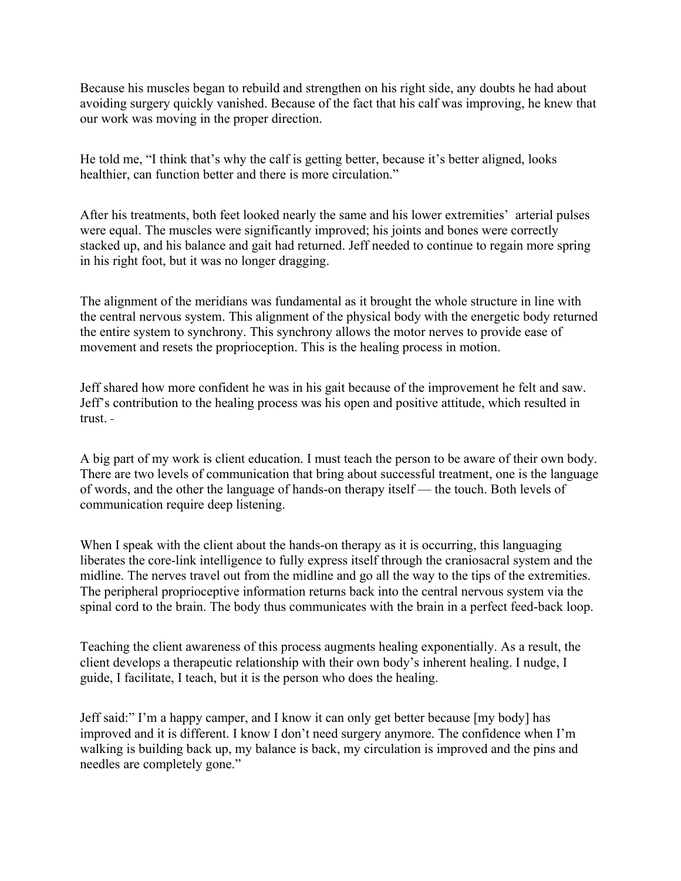Because his muscles began to rebuild and strengthen on his right side, any doubts he had about avoiding surgery quickly vanished. Because of the fact that his calf was improving, he knew that our work was moving in the proper direction.

He told me, "I think that's why the calf is getting better, because it's better aligned, looks healthier, can function better and there is more circulation."

After his treatments, both feet looked nearly the same and his lower extremities' arterial pulses were equal. The muscles were significantly improved; his joints and bones were correctly stacked up, and his balance and gait had returned. Jeff needed to continue to regain more spring in his right foot, but it was no longer dragging.

The alignment of the meridians was fundamental as it brought the whole structure in line with the central nervous system. This alignment of the physical body with the energetic body returned the entire system to synchrony. This synchrony allows the motor nerves to provide ease of movement and resets the proprioception. This is the healing process in motion.

Jeff shared how more confident he was in his gait because of the improvement he felt and saw. Jeff's contribution to the healing process was his open and positive attitude, which resulted in trust. -

A big part of my work is client education. I must teach the person to be aware of their own body. There are two levels of communication that bring about successful treatment, one is the language of words, and the other the language of hands-on therapy itself — the touch. Both levels of communication require deep listening.

When I speak with the client about the hands-on therapy as it is occurring, this languaging liberates the core-link intelligence to fully express itself through the craniosacral system and the midline. The nerves travel out from the midline and go all the way to the tips of the extremities. The peripheral proprioceptive information returns back into the central nervous system via the spinal cord to the brain. The body thus communicates with the brain in a perfect feed-back loop.

Teaching the client awareness of this process augments healing exponentially. As a result, the client develops a therapeutic relationship with their own body's inherent healing. I nudge, I guide, I facilitate, I teach, but it is the person who does the healing.

Jeff said:" I'm a happy camper, and I know it can only get better because [my body] has improved and it is different. I know I don't need surgery anymore. The confidence when I'm walking is building back up, my balance is back, my circulation is improved and the pins and needles are completely gone."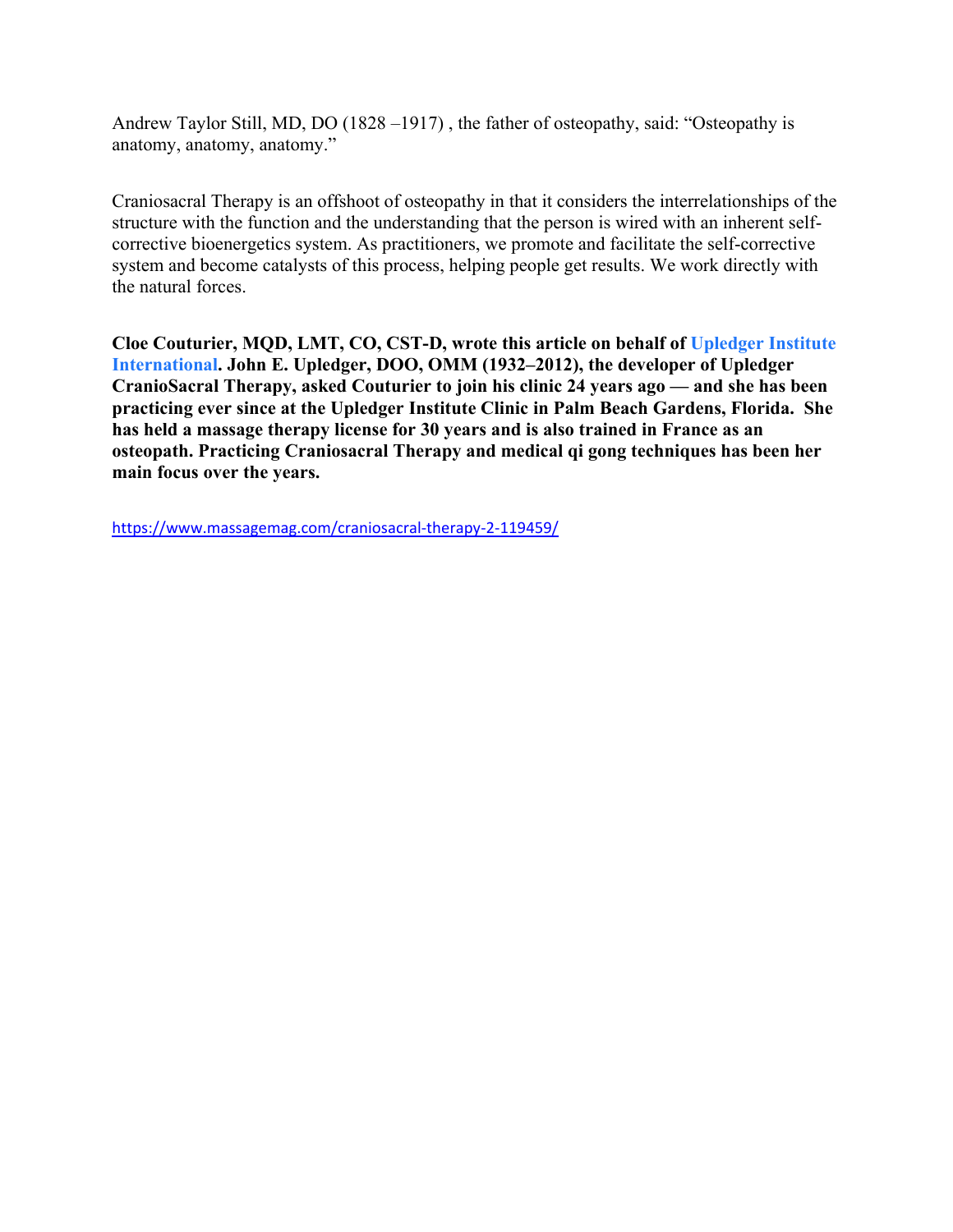Andrew Taylor Still, MD, DO (1828 –1917) , the father of osteopathy, said: "Osteopathy is anatomy, anatomy, anatomy."

Craniosacral Therapy is an offshoot of osteopathy in that it considers the interrelationships of the structure with the function and the understanding that the person is wired with an inherent self-corrective bioenergetics system. As practitioners, we promote and facilitate the self-corrective system and become catalysts of this process, helping people get results. We work directly with the natural forces.

**Cloe Couturier, MQD, LMT, CO, CST-D, wrote this article on behalf of Upledger Institute International. John E. Upledger, DOO, OMM (1932–2012), the developer of Upledger CranioSacral Therapy, asked Couturier to join his clinic 24 years ago — and she has been practicing ever since at the Upledger Institute Clinic in Palm Beach Gardens, Florida. She has held a massage therapy license for 30 years and is also trained in France as an osteopath. Practicing Craniosacral Therapy and medical qi gong techniques has been her main focus over the years.**

https://www.massagemag.com/craniosacral-therapy-2-119459/